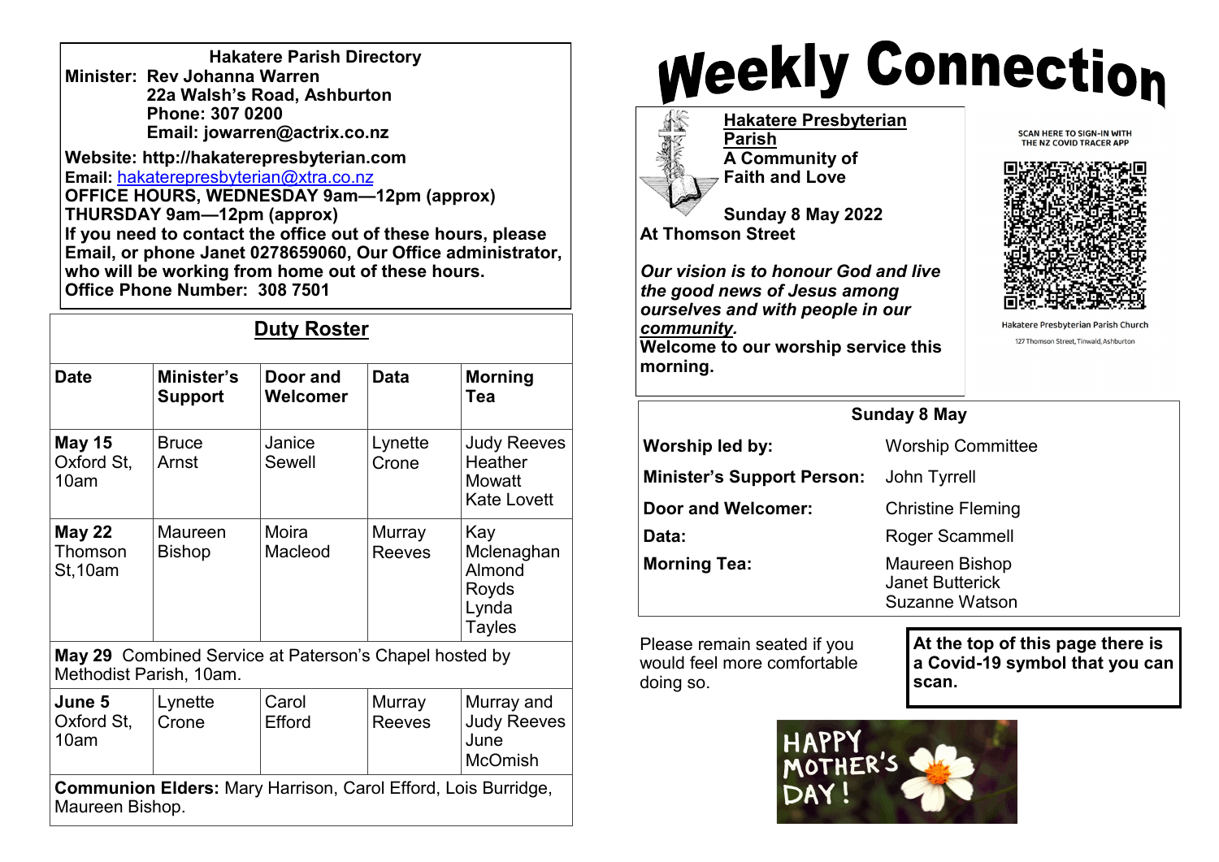**Hakatere Parish Directory**

**Minister: Rev Johanna Warren**
**22a Walsh's Road, Ashburton**
**Phone: 307 0200**
**Email: jowarren@actrix.co.nz**

**Website: http://hakaterepresbyterian.com**
**Email:** hakaterepresbyterian@xtra.co.nz
**OFFICE HOURS, WEDNESDAY 9am—12pm (approx)**
**THURSDAY 9am—12pm (approx)**
**If you need to contact the office out of these hours, please Email, or phone Janet 0278659060, Our Office administrator, who will be working from home out of these hours.**
**Office Phone Number: 308 7501**

## Duty Roster

| Date | Minister's Support | Door and Welcomer | Data | Morning Tea |
|---|---|---|---|---|
| **May 15** Oxford St, 10am | Bruce Arnst | Janice Sewell | Lynette Crone | Judy Reeves Heather Mowatt Kate Lovett |
| **May 22** Thomson St,10am | Maureen Bishop | Moira Macleod | Murray Reeves | Kay Mclenaghan Almond Royds Lynda Tayles |
| **May 29** Combined Service at Paterson's Chapel hosted by Methodist Parish, 10am. | | | | |
| **June 5** Oxford St, 10am | Lynette Crone | Carol Efford | Murray Reeves | Murray and Judy Reeves June McOmish |
| **Communion Elders:** Mary Harrison, Carol Efford, Lois Burridge, Maureen Bishop. | | | | |

# Weekly Connection

**Hakatere Presbyterian Parish**
**A Community of Faith and Love**

**Sunday 8 May 2022**
**At Thomson Street**

***Our vision is to honour God and live the good news of Jesus among ourselves and with people in our community.***
**Welcome to our worship service this morning.**

SCAN HERE TO SIGN-IN WITH THE NZ COVID TRACER APP

Hakatere Presbyterian Parish Church
127 Thomson Street, Tinwald, Ashburton

**Sunday 8 May**

| | |
|---|---|
| **Worship led by:** | Worship Committee |
| **Minister's Support Person:** | John Tyrrell |
| **Door and Welcomer:** | Christine Fleming |
| **Data:** | Roger Scammell |
| **Morning Tea:** | Maureen Bishop Janet Butterick Suzanne Watson |

Please remain seated if you would feel more comfortable doing so.

**At the top of this page there is a Covid-19 symbol that you can scan.**

HAPPY MOTHER'S DAY!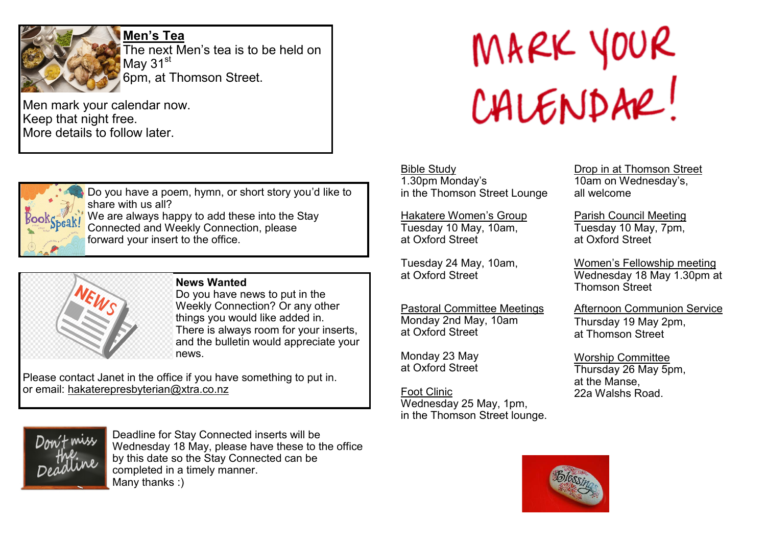## Men's Tea

The next Men's tea is to be held on May 31st 6pm, at Thomson Street.

Men mark your calendar now.
Keep that night free.
More details to follow later.

Do you have a poem, hymn, or short story you'd like to share with us all?
We are always happy to add these into the Stay Connected and Weekly Connection, please forward your insert to the office.

**News Wanted**

Do you have news to put in the Weekly Connection? Or any other things you would like added in.
There is always room for your inserts, and the bulletin would appreciate your news.

Please contact Janet in the office if you have something to put in.
or email: hakaterepresbyterian@xtra.co.nz

Deadline for Stay Connected inserts will be Wednesday 18 May, please have these to the office by this date so the Stay Connected can be completed in a timely manner.
Many thanks :)

# MARK YOUR CALENDAR!

Bible Study
1.30pm Monday's
in the Thomson Street Lounge

Hakatere Women's Group
Tuesday 10 May, 10am,
at Oxford Street

Tuesday 24 May, 10am,
at Oxford Street

Pastoral Committee Meetings
Monday 2nd May, 10am
at Oxford Street

Monday 23 May
at Oxford Street

Foot Clinic
Wednesday 25 May, 1pm,
in the Thomson Street lounge.

Drop in at Thomson Street
10am on Wednesday's,
all welcome

Parish Council Meeting
Tuesday 10 May, 7pm,
at Oxford Street

Women's Fellowship meeting
Wednesday 18 May 1.30pm at Thomson Street

Afternoon Communion Service
Thursday 19 May 2pm,
at Thomson Street

Worship Committee
Thursday 26 May 5pm,
at the Manse,
22a Walshs Road.